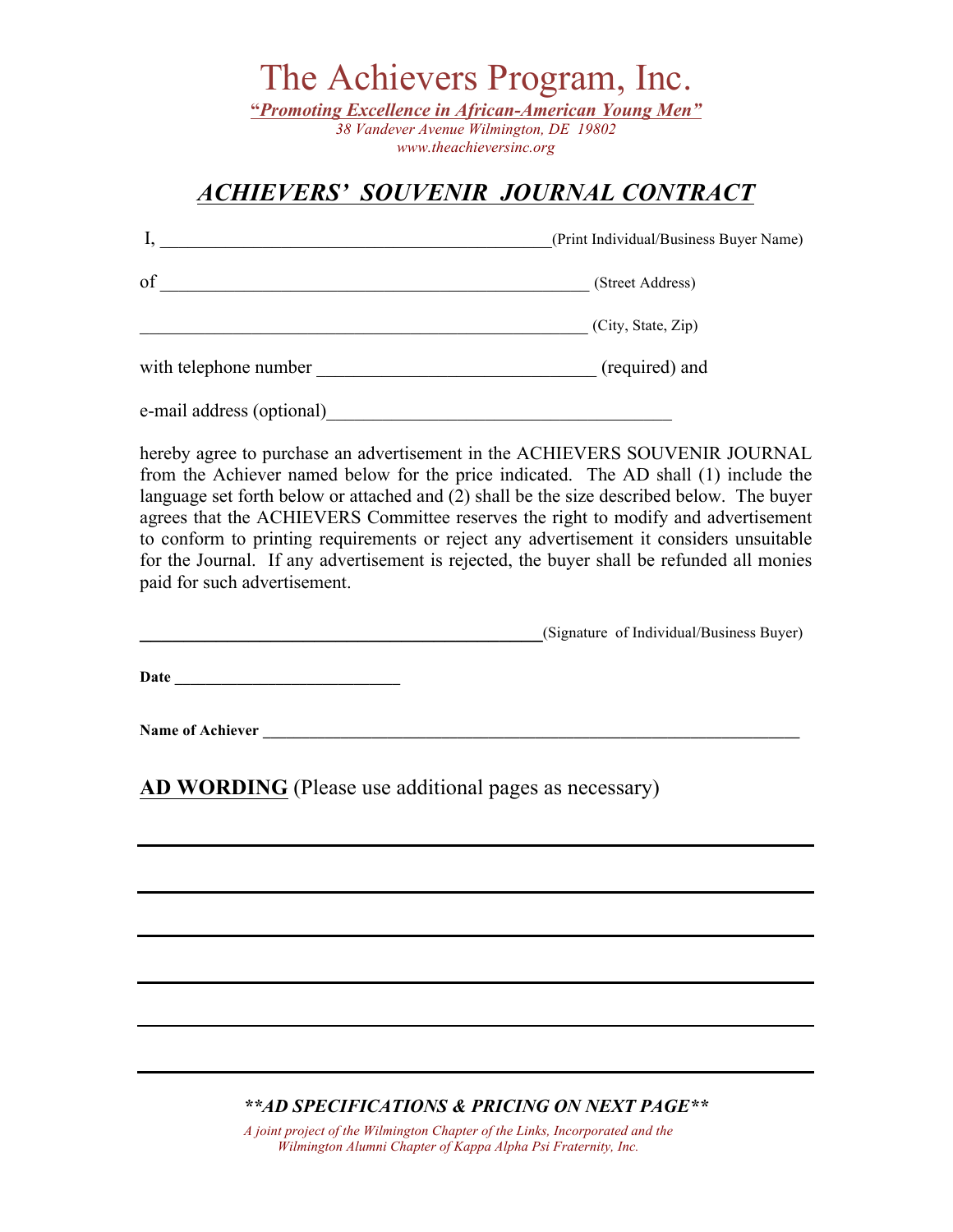# The Achievers Program, Inc.

***"Promoting Excellence in African-American Young Men"***

*38 Vandever Avenue Wilmington, DE 19802*

*www.theachieversinc.org*

## *ACHIEVERS' SOUVENIR JOURNAL CONTRACT*

I, ____________________________________________(Print Individual/Business Buyer Name)

of ______________________________________________ (Street Address)

________________________________________________ (City, State, Zip)

with telephone number ____________________________ (required) and

e-mail address (optional)___________________________________

hereby agree to purchase an advertisement in the ACHIEVERS SOUVENIR JOURNAL from the Achiever named below for the price indicated. The AD shall (1) include the language set forth below or attached and (2) shall be the size described below. The buyer agrees that the ACHIEVERS Committee reserves the right to modify and advertisement to conform to printing requirements or reject any advertisement it considers unsuitable for the Journal. If any advertisement is rejected, the buyer shall be refunded all monies paid for such advertisement.

____________________________________________(Signature of Individual/Business Buyer)

**Date** ___________________________

**Name of Achiever** ______________________________________________________________

**AD WORDING** (Please use additional pages as necessary)

______________________________________________________________________________

______________________________________________________________________________

______________________________________________________________________________

______________________________________________________________________________

______________________________________________________________________________

______________________________________________________________________________

***\*\*AD SPECIFICATIONS & PRICING ON NEXT PAGE\*\****

*A joint project of the Wilmington Chapter of the Links, Incorporated and the Wilmington Alumni Chapter of Kappa Alpha Psi Fraternity, Inc.*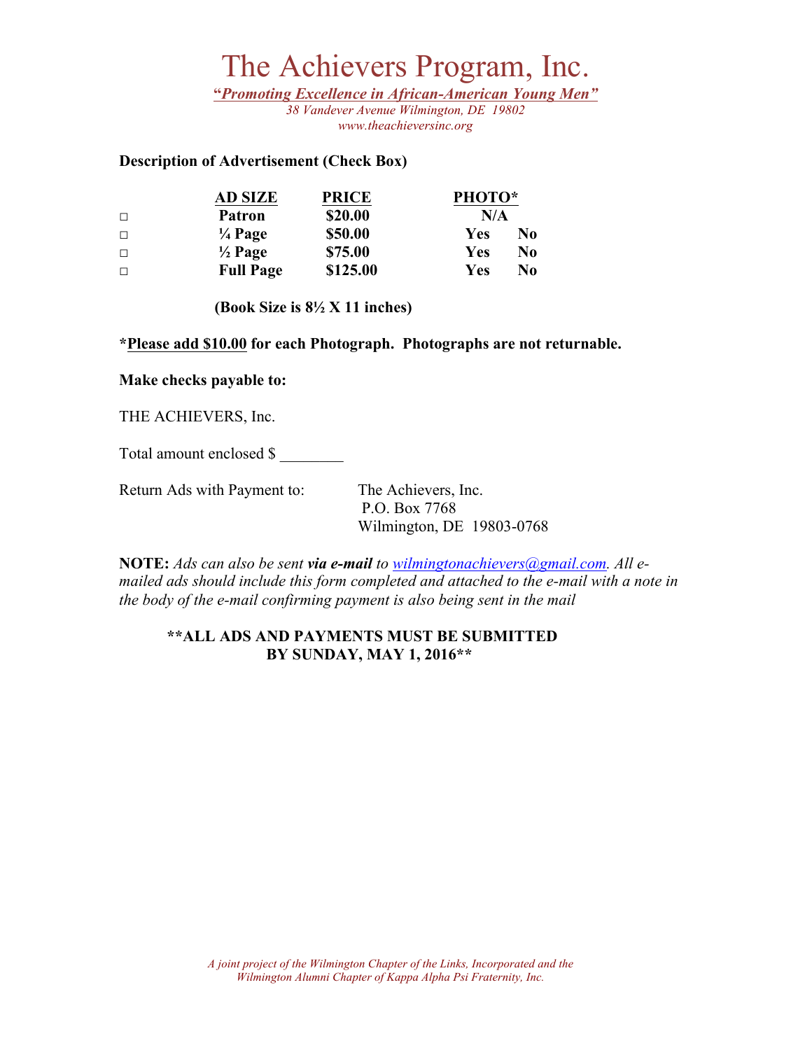# The Achievers Program, Inc.

***"Promoting Excellence in African-American Young Men"***

*38 Vandever Avenue Wilmington, DE 19802*

*www.theachieversinc.org*

**Description of Advertisement (Check Box)**

| | AD SIZE | PRICE | PHOTO* | |
|---|---|---|---|---|
| □ | **Patron** | **$20.00** | **N/A** | |
| □ | **¼ Page** | **$50.00** | **Yes** | **No** |
| □ | **½ Page** | **$75.00** | **Yes** | **No** |
| □ | **Full Page** | **$125.00** | **Yes** | **No** |

**(Book Size is 8½ X 11 inches)**

**\*Please add $10.00 for each Photograph. Photographs are not returnable.**

**Make checks payable to:**

THE ACHIEVERS, Inc.

Total amount enclosed $ ________

Return Ads with Payment to:

The Achievers, Inc.
P.O. Box 7768
Wilmington, DE 19803-0768

**NOTE:** *Ads can also be sent **via e-mail** to wilmingtonachievers@gmail.com. All e-mailed ads should include this form completed and attached to the e-mail with a note in the body of the e-mail confirming payment is also being sent in the mail*

**\*\*ALL ADS AND PAYMENTS MUST BE SUBMITTED BY SUNDAY, MAY 1, 2016\*\***

*A joint project of the Wilmington Chapter of the Links, Incorporated and the Wilmington Alumni Chapter of Kappa Alpha Psi Fraternity, Inc.*